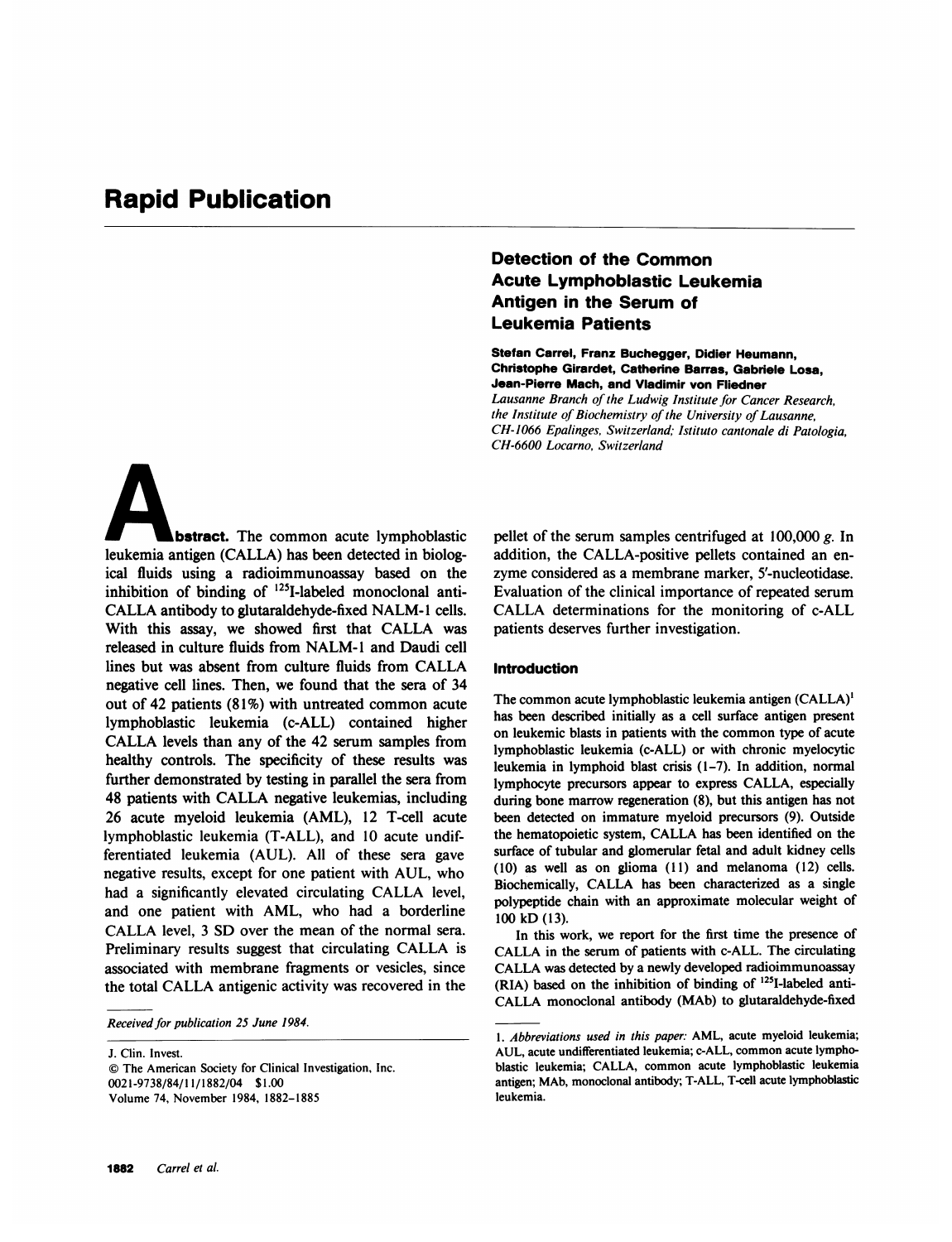# Rapid Publication

## Detection of the Common Acute Lymphoblastic Leukemia Antigen in the Serum of Leukemia Patients

**Stefan Carrel, Franz Buchegger, Didier Heumann, Christophe Girardet, Catherine Barras, Gabriele Losa, Jean-Pierre Mach, and Vladimir von Fliedner**

*Lausanne Branch of the Ludwig Institute for Cancer Research, the Institute of Biochemistry of the University of Lausanne, CH-1066 Epalinges, Switzerland; Istituto cantonale di Patologia, CH-6600 Locarno, Switzerland*

**Abstract.** The common acute lymphoblastic leukemia antigen (CALLA) has been detected in biological fluids using a radioimmunoassay based on the inhibition of binding of $^{125}$I-labeled monoclonal anti-CALLA antibody to glutaraldehyde-fixed NALM-1 cells. With this assay, we showed first that CALLA was released in culture fluids from NALM-1 and Daudi cell lines but was absent from culture fluids from CALLA negative cell lines. Then, we found that the sera of 34 out of 42 patients (81%) with untreated common acute lymphoblastic leukemia (c-ALL) contained higher CALLA levels than any of the 42 serum samples from healthy controls. The specificity of these results was further demonstrated by testing in parallel the sera from 48 patients with CALLA negative leukemias, including 26 acute myeloid leukemia (AML), 12 T-cell acute lymphoblastic leukemia (T-ALL), and 10 acute undifferentiated leukemia (AUL). All of these sera gave negative results, except for one patient with AUL, who had a significantly elevated circulating CALLA level, and one patient with AML, who had a borderline CALLA level, 3 SD over the mean of the normal sera. Preliminary results suggest that circulating CALLA is associated with membrane fragments or vesicles, since the total CALLA antigenic activity was recovered in the pellet of the serum samples centrifuged at 100,000 *g*. In addition, the CALLA-positive pellets contained an enzyme considered as a membrane marker, 5′-nucleotidase. Evaluation of the clinical importance of repeated serum CALLA determinations for the monitoring of c-ALL patients deserves further investigation.

*Received for publication 25 June 1984.*

J. Clin. Invest.
© The American Society for Clinical Investigation, Inc.
0021-9738/84/11/1882/04 $1.00
Volume 74, November 1984, 1882–1885

### Introduction

The common acute lymphoblastic leukemia antigen (CALLA)[1] has been described initially as a cell surface antigen present on leukemic blasts in patients with the common type of acute lymphoblastic leukemia (c-ALL) or with chronic myelocytic leukemia in lymphoid blast crisis (1–7). In addition, normal lymphocyte precursors appear to express CALLA, especially during bone marrow regeneration (8), but this antigen has not been detected on immature myeloid precursors (9). Outside the hematopoietic system, CALLA has been identified on the surface of tubular and glomerular fetal and adult kidney cells (10) as well as on glioma (11) and melanoma (12) cells. Biochemically, CALLA has been characterized as a single polypeptide chain with an approximate molecular weight of 100 kD (13).

In this work, we report for the first time the presence of CALLA in the serum of patients with c-ALL. The circulating CALLA was detected by a newly developed radioimmunoassay (RIA) based on the inhibition of binding of $^{125}$I-labeled anti-CALLA monoclonal antibody (MAb) to glutaraldehyde-fixed

1. *Abbreviations used in this paper:* AML, acute myeloid leukemia; AUL, acute undifferentiated leukemia; c-ALL, common acute lymphoblastic leukemia; CALLA, common acute lymphoblastic leukemia antigen; MAb, monoclonal antibody; T-ALL, T-cell acute lymphoblastic leukemia.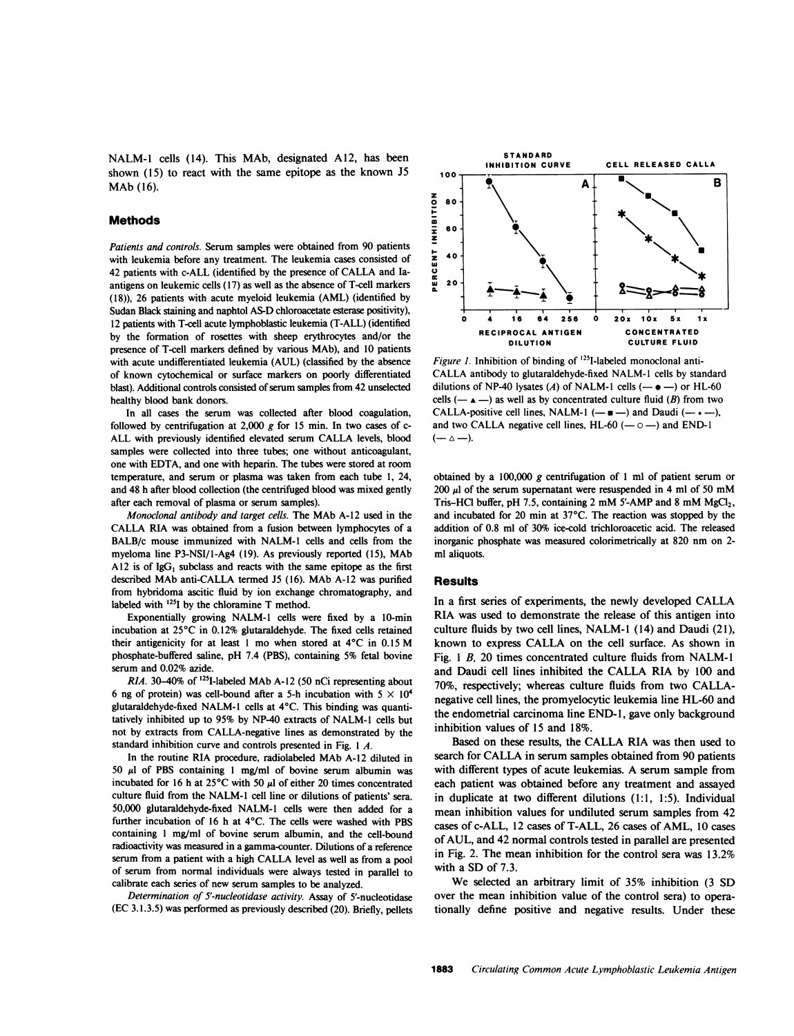NALM-1 cells (14). This MAb, designated A12, has been shown (15) to react with the same epitope as the known J5 MAb (16).

## Methods

*Patients and controls.* Serum samples were obtained from 90 patients with leukemia before any treatment. The leukemia cases consisted of 42 patients with c-ALL (identified by the presence of CALLA and Ia-antigens on leukemic cells (17) as well as the absence of T-cell markers (18)), 26 patients with acute myeloid leukemia (AML) (identified by Sudan Black staining and naphtol AS-D chloroacetate esterase positivity), 12 patients with T-cell acute lymphoblastic leukemia (T-ALL) (identified by the formation of rosettes with sheep erythrocytes and/or the presence of T-cell markers defined by various MAb), and 10 patients with acute undifferentiated leukemia (AUL) (classified by the absence of known cytochemical or surface markers on poorly differentiated blast). Additional controls consisted of serum samples from 42 unselected healthy blood bank donors.

In all cases the serum was collected after blood coagulation, followed by centrifugation at 2,000 *g* for 15 min. In two cases of c-ALL with previously identified elevated serum CALLA levels, blood samples were collected into three tubes; one without anticoagulant, one with EDTA, and one with heparin. The tubes were stored at room temperature, and serum or plasma was taken from each tube 1, 24, and 48 h after blood collection (the centrifuged blood was mixed gently after each removal of plasma or serum samples).

*Monoclonal antibody and target cells.* The MAb A-12 used in the CALLA RIA was obtained from a fusion between lymphocytes of a BALB/c mouse immunized with NALM-1 cells and cells from the myeloma line P3-NSI/1-Ag4 (19). As previously reported (15), MAb A12 is of $IgG_1$ subclass and reacts with the same epitope as the first described MAb anti-CALLA termed J5 (16). MAb A-12 was purified from hybridoma ascitic fluid by ion exchange chromatography, and labeled with $^{125}I$ by the chloramine T method.

Exponentially growing NALM-1 cells were fixed by a 10-min incubation at 25°C in 0.12% glutaraldehyde. The fixed cells retained their antigenicity for at least 1 mo when stored at 4°C in 0.15 M phosphate-buffered saline, pH 7.4 (PBS), containing 5% fetal bovine serum and 0.02% azide.

*RIA.* 30–40% of $^{125}I$-labeled MAb A-12 (50 nCi representing about 6 ng of protein) was cell-bound after a 5-h incubation with $5 \times 10^4$ glutaraldehyde-fixed NALM-1 cells at 4°C. This binding was quantitatively inhibited up to 95% by NP-40 extracts of NALM-1 cells but not by extracts from CALLA-negative lines as demonstrated by the standard inhibition curve and controls presented in Fig. 1 *A*.

In the routine RIA procedure, radiolabeled MAb A-12 diluted in 50 μl of PBS containing 1 mg/ml of bovine serum albumin was incubated for 16 h at 25°C with 50 μl of either 20 times concentrated culture fluid from the NALM-1 cell line or dilutions of patients' sera. 50,000 glutaraldehyde-fixed NALM-1 cells were then added for a further incubation of 16 h at 4°C. The cells were washed with PBS containing 1 mg/ml of bovine serum albumin, and the cell-bound radioactivity was measured in a gamma-counter. Dilutions of a reference serum from a patient with a high CALLA level as well as from a pool of serum from normal individuals were always tested in parallel to calibrate each series of new serum samples to be analyzed.

*Determination of 5'-nucleotidase activity.* Assay of 5'-nucleotidase (EC 3.1.3.5) was performed as previously described (20). Briefly, pellets obtained by a 100,000 *g* centrifugation of 1 ml of patient serum or 200 μl of the serum supernatant were resuspended in 4 ml of 50 mM Tris-HCl buffer, pH 7.5, containing 2 mM 5'-AMP and 8 mM $MgCl_2$, and incubated for 20 min at 37°C. The reaction was stopped by the addition of 0.8 ml of 30% ice-cold trichloroacetic acid. The released inorganic phosphate was measured colorimetrically at 820 nm on 2-ml aliquots.

*Figure 1.* Inhibition of binding of $^{125}I$-labeled monoclonal anti-CALLA antibody to glutaraldehyde-fixed NALM-1 cells by standard dilutions of NP-40 lysates (*A*) of NALM-1 cells (—●—) or HL-60 cells (—▲—) as well as by concentrated culture fluid (*B*) from two CALLA-positive cell lines, NALM-1 (—■—) and Daudi (—*—), and two CALLA negative cell lines, HL-60 (—○—) and END-1 (—△—).

## Results

In a first series of experiments, the newly developed CALLA RIA was used to demonstrate the release of this antigen into culture fluids by two cell lines, NALM-1 (14) and Daudi (21), known to express CALLA on the cell surface. As shown in Fig. 1 *B*, 20 times concentrated culture fluids from NALM-1 and Daudi cell lines inhibited the CALLA RIA by 100 and 70%, respectively; whereas culture fluids from two CALLA-negative cell lines, the promyelocytic leukemia line HL-60 and the endometrial carcinoma line END-1, gave only background inhibition values of 15 and 18%.

Based on these results, the CALLA RIA was then used to search for CALLA in serum samples obtained from 90 patients with different types of acute leukemias. A serum sample from each patient was obtained before any treatment and assayed in duplicate at two different dilutions (1:1, 1:5). Individual mean inhibition values for undiluted serum samples from 42 cases of c-ALL, 12 cases of T-ALL, 26 cases of AML, 10 cases of AUL, and 42 normal controls tested in parallel are presented in Fig. 2. The mean inhibition for the control sera was 13.2% with a SD of 7.3.

We selected an arbitrary limit of 35% inhibition (3 SD over the mean inhibition value of the control sera) to operationally define positive and negative results. Under these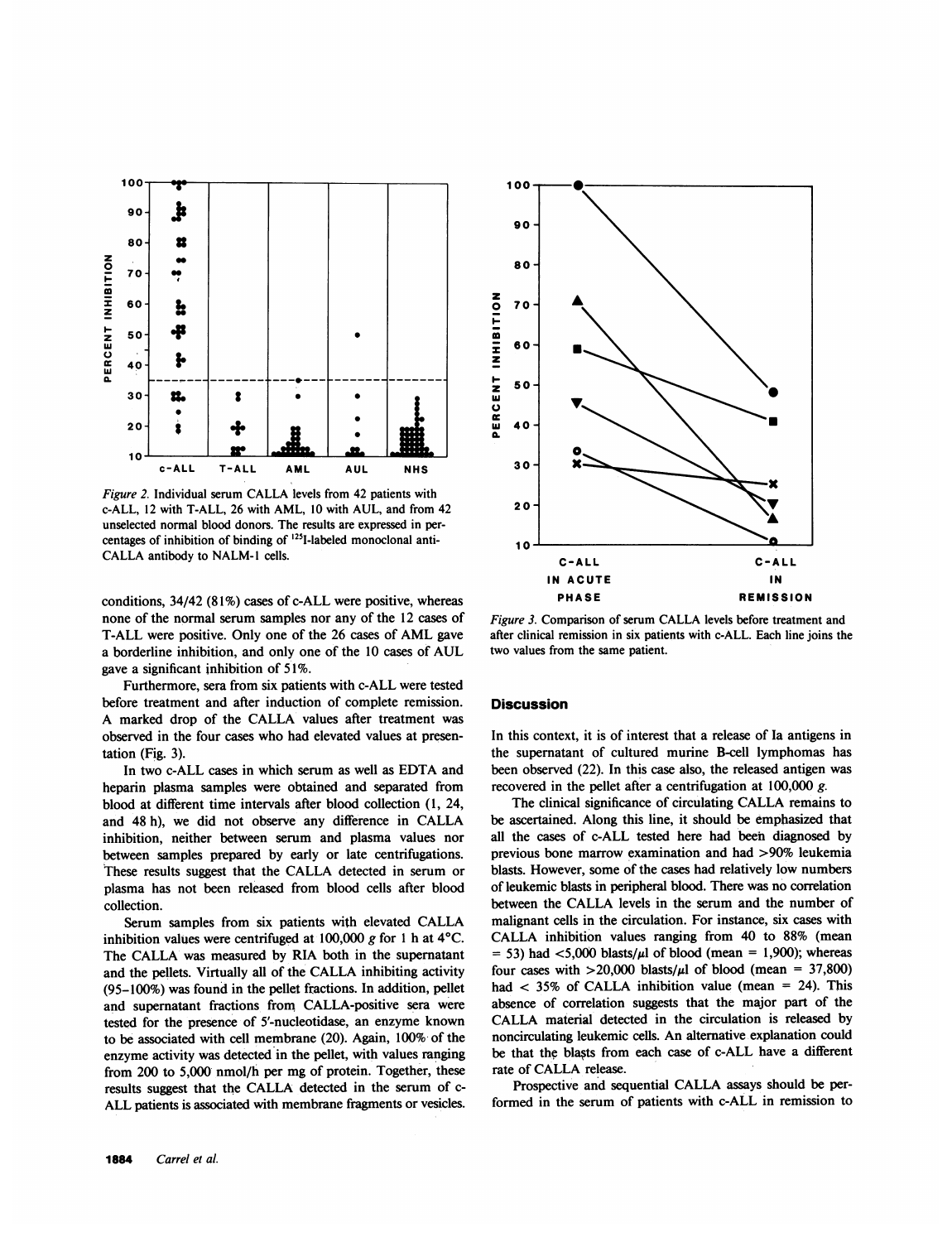*Figure 2.* Individual serum CALLA levels from 42 patients with c-ALL, 12 with T-ALL, 26 with AML, 10 with AUL, and from 42 unselected normal blood donors. The results are expressed in percentages of inhibition of binding of $^{125}$I-labeled monoclonal anti-CALLA antibody to NALM-1 cells.

conditions, 34/42 (81%) cases of c-ALL were positive, whereas none of the normal serum samples nor any of the 12 cases of T-ALL were positive. Only one of the 26 cases of AML gave a borderline inhibition, and only one of the 10 cases of AUL gave a significant inhibition of 51%.

Furthermore, sera from six patients with c-ALL were tested before treatment and after induction of complete remission. A marked drop of the CALLA values after treatment was observed in the four cases who had elevated values at presentation (Fig. 3).

In two c-ALL cases in which serum as well as EDTA and heparin plasma samples were obtained and separated from blood at different time intervals after blood collection (1, 24, and 48 h), we did not observe any difference in CALLA inhibition, neither between serum and plasma values nor between samples prepared by early or late centrifugations. These results suggest that the CALLA detected in serum or plasma has not been released from blood cells after blood collection.

Serum samples from six patients with elevated CALLA inhibition values were centrifuged at 100,000 *g* for 1 h at 4°C. The CALLA was measured by RIA both in the supernatant and the pellets. Virtually all of the CALLA inhibiting activity (95–100%) was found in the pellet fractions. In addition, pellet and supernatant fractions from CALLA-positive sera were tested for the presence of 5'-nucleotidase, an enzyme known to be associated with cell membrane (20). Again, 100% of the enzyme activity was detected in the pellet, with values ranging from 200 to 5,000 nmol/h per mg of protein. Together, these results suggest that the CALLA detected in the serum of c-ALL patients is associated with membrane fragments or vesicles.

*Figure 3.* Comparison of serum CALLA levels before treatment and after clinical remission in six patients with c-ALL. Each line joins the two values from the same patient.

## Discussion

In this context, it is of interest that a release of Ia antigens in the supernatant of cultured murine B-cell lymphomas has been observed (22). In this case also, the released antigen was recovered in the pellet after a centrifugation at 100,000 *g*.

The clinical significance of circulating CALLA remains to be ascertained. Along this line, it should be emphasized that all the cases of c-ALL tested here had been diagnosed by previous bone marrow examination and had >90% leukemia blasts. However, some of the cases had relatively low numbers of leukemic blasts in peripheral blood. There was no correlation between the CALLA levels in the serum and the number of malignant cells in the circulation. For instance, six cases with CALLA inhibition values ranging from 40 to 88% (mean = 53) had <5,000 blasts/μl of blood (mean = 1,900); whereas four cases with >20,000 blasts/μl of blood (mean = 37,800) had < 35% of CALLA inhibition value (mean = 24). This absence of correlation suggests that the major part of the CALLA material detected in the circulation is released by noncirculating leukemic cells. An alternative explanation could be that the blasts from each case of c-ALL have a different rate of CALLA release.

Prospective and sequential CALLA assays should be performed in the serum of patients with c-ALL in remission to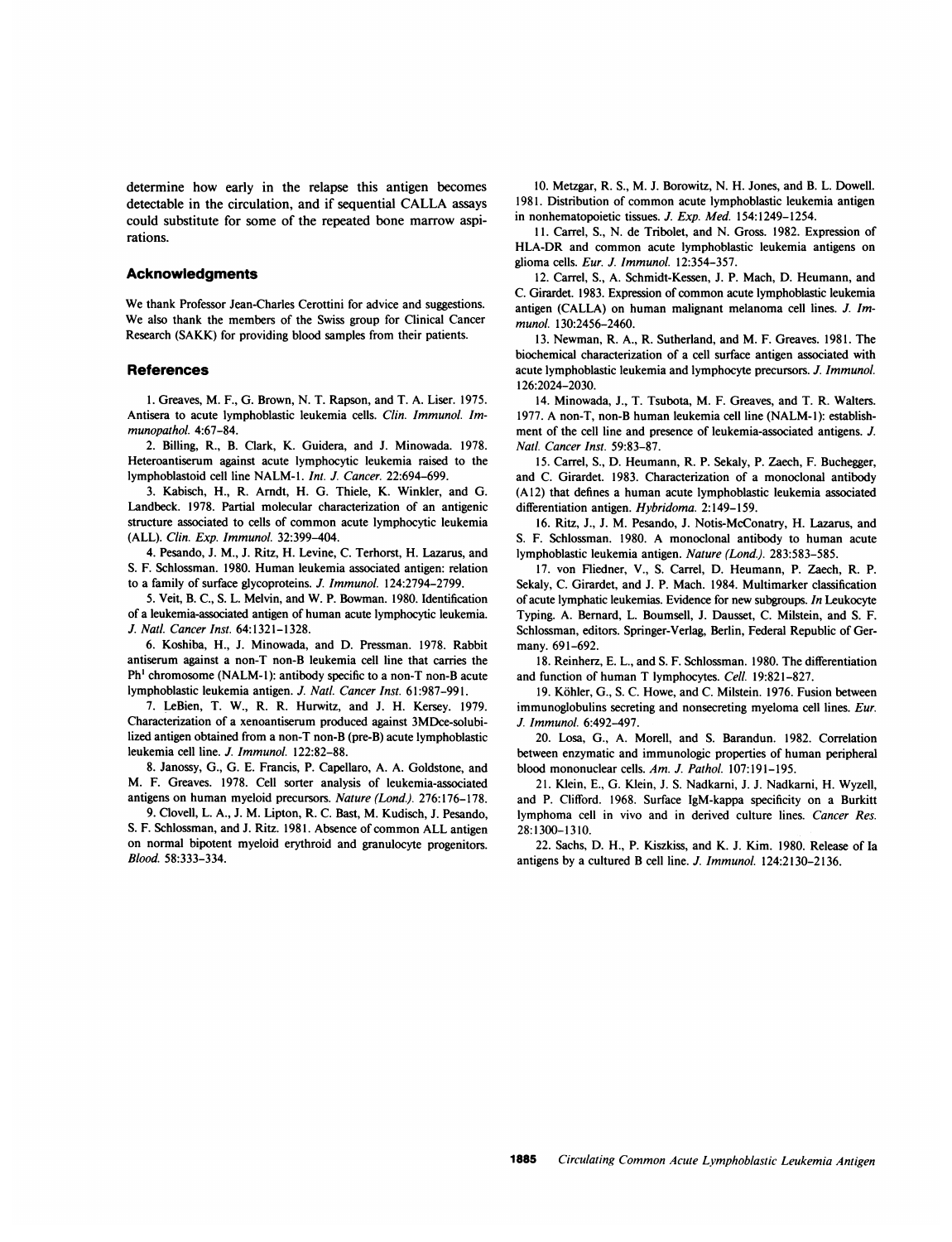determine how early in the relapse this antigen becomes detectable in the circulation, and if sequential CALLA assays could substitute for some of the repeated bone marrow aspirations.

## Acknowledgments

We thank Professor Jean-Charles Cerottini for advice and suggestions. We also thank the members of the Swiss group for Clinical Cancer Research (SAKK) for providing blood samples from their patients.

## References

1. Greaves, M. F., G. Brown, N. T. Rapson, and T. A. Liser. 1975. Antisera to acute lymphoblastic leukemia cells. *Clin. Immunol. Immunopathol.* 4:67–84.

2. Billing, R., B. Clark, K. Guidera, and J. Minowada. 1978. Heteroantiserum against acute lymphocytic leukemia raised to the lymphoblastoid cell line NALM-1. *Int. J. Cancer.* 22:694–699.

3. Kabisch, H., R. Arndt, H. G. Thiele, K. Winkler, and G. Landbeck. 1978. Partial molecular characterization of an antigenic structure associated to cells of common acute lymphocytic leukemia (ALL). *Clin. Exp. Immunol.* 32:399–404.

4. Pesando, J. M., J. Ritz, H. Levine, C. Terhorst, H. Lazarus, and S. F. Schlossman. 1980. Human leukemia associated antigen: relation to a family of surface glycoproteins. *J. Immunol.* 124:2794–2799.

5. Veit, B. C., S. L. Melvin, and W. P. Bowman. 1980. Identification of a leukemia-associated antigen of human acute lymphocytic leukemia. *J. Natl. Cancer Inst.* 64:1321–1328.

6. Koshiba, H., J. Minowada, and D. Pressman. 1978. Rabbit antiserum against a non-T non-B leukemia cell line that carries the Ph[1] chromosome (NALM-1): antibody specific to a non-T non-B acute lymphoblastic leukemia antigen. *J. Natl. Cancer Inst.* 61:987–991.

7. LeBien, T. W., R. R. Hurwitz, and J. H. Kersey. 1979. Characterization of a xenoantiserum produced against 3MDce-solubilized antigen obtained from a non-T non-B (pre-B) acute lymphoblastic leukemia cell line. *J. Immunol.* 122:82–88.

8. Janossy, G., G. E. Francis, P. Capellaro, A. A. Goldstone, and M. F. Greaves. 1978. Cell sorter analysis of leukemia-associated antigens on human myeloid precursors. *Nature (Lond.).* 276:176–178.

9. Clovell, L. A., J. M. Lipton, R. C. Bast, M. Kudisch, J. Pesando, S. F. Schlossman, and J. Ritz. 1981. Absence of common ALL antigen on normal bipotent myeloid erythroid and granulocyte progenitors. *Blood.* 58:333–334.

10. Metzgar, R. S., M. J. Borowitz, N. H. Jones, and B. L. Dowell. 1981. Distribution of common acute lymphoblastic leukemia antigen in nonhematopoietic tissues. *J. Exp. Med.* 154:1249–1254.

11. Carrel, S., N. de Tribolet, and N. Gross. 1982. Expression of HLA-DR and common acute lymphoblastic leukemia antigens on glioma cells. *Eur. J. Immunol.* 12:354–357.

12. Carrel, S., A. Schmidt-Kessen, J. P. Mach, D. Heumann, and C. Girardet. 1983. Expression of common acute lymphoblastic leukemia antigen (CALLA) on human malignant melanoma cell lines. *J. Immunol.* 130:2456–2460.

13. Newman, R. A., R. Sutherland, and M. F. Greaves. 1981. The biochemical characterization of a cell surface antigen associated with acute lymphoblastic leukemia and lymphocyte precursors. *J. Immunol.* 126:2024–2030.

14. Minowada, J., T. Tsubota, M. F. Greaves, and T. R. Walters. 1977. A non-T, non-B human leukemia cell line (NALM-1): establishment of the cell line and presence of leukemia-associated antigens. *J. Natl. Cancer Inst.* 59:83–87.

15. Carrel, S., D. Heumann, R. P. Sekaly, P. Zaech, F. Buchegger, and C. Girardet. 1983. Characterization of a monoclonal antibody (A12) that defines a human acute lymphoblastic leukemia associated differentiation antigen. *Hybridoma.* 2:149–159.

16. Ritz, J., J. M. Pesando, J. Notis-McConatry, H. Lazarus, and S. F. Schlossman. 1980. A monoclonal antibody to human acute lymphoblastic leukemia antigen. *Nature (Lond.).* 283:583–585.

17. von Fliedner, V., S. Carrel, D. Heumann, P. Zaech, R. P. Sekaly, C. Girardet, and J. P. Mach. 1984. Multimarker classification of acute lymphatic leukemias. Evidence for new subgroups. *In* Leukocyte Typing. A. Bernard, L. Boumsell, J. Dausset, C. Milstein, and S. F. Schlossman, editors. Springer-Verlag, Berlin, Federal Republic of Germany. 691–692.

18. Reinherz, E. L., and S. F. Schlossman. 1980. The differentiation and function of human T lymphocytes. *Cell.* 19:821–827.

19. Köhler, G., S. C. Howe, and C. Milstein. 1976. Fusion between immunoglobulins secreting and nonsecreting myeloma cell lines. *Eur. J. Immunol.* 6:492–497.

20. Losa, G., A. Morell, and S. Barandun. 1982. Correlation between enzymatic and immunologic properties of human peripheral blood mononuclear cells. *Am. J. Pathol.* 107:191–195.

21. Klein, E., G. Klein, J. S. Nadkarni, J. J. Nadkarni, H. Wyzell, and P. Clifford. 1968. Surface IgM-kappa specificity on a Burkitt lymphoma cell in vivo and in derived culture lines. *Cancer Res.* 28:1300–1310.

22. Sachs, D. H., P. Kiszkiss, and K. J. Kim. 1980. Release of Ia antigens by a cultured B cell line. *J. Immunol.* 124:2130–2136.